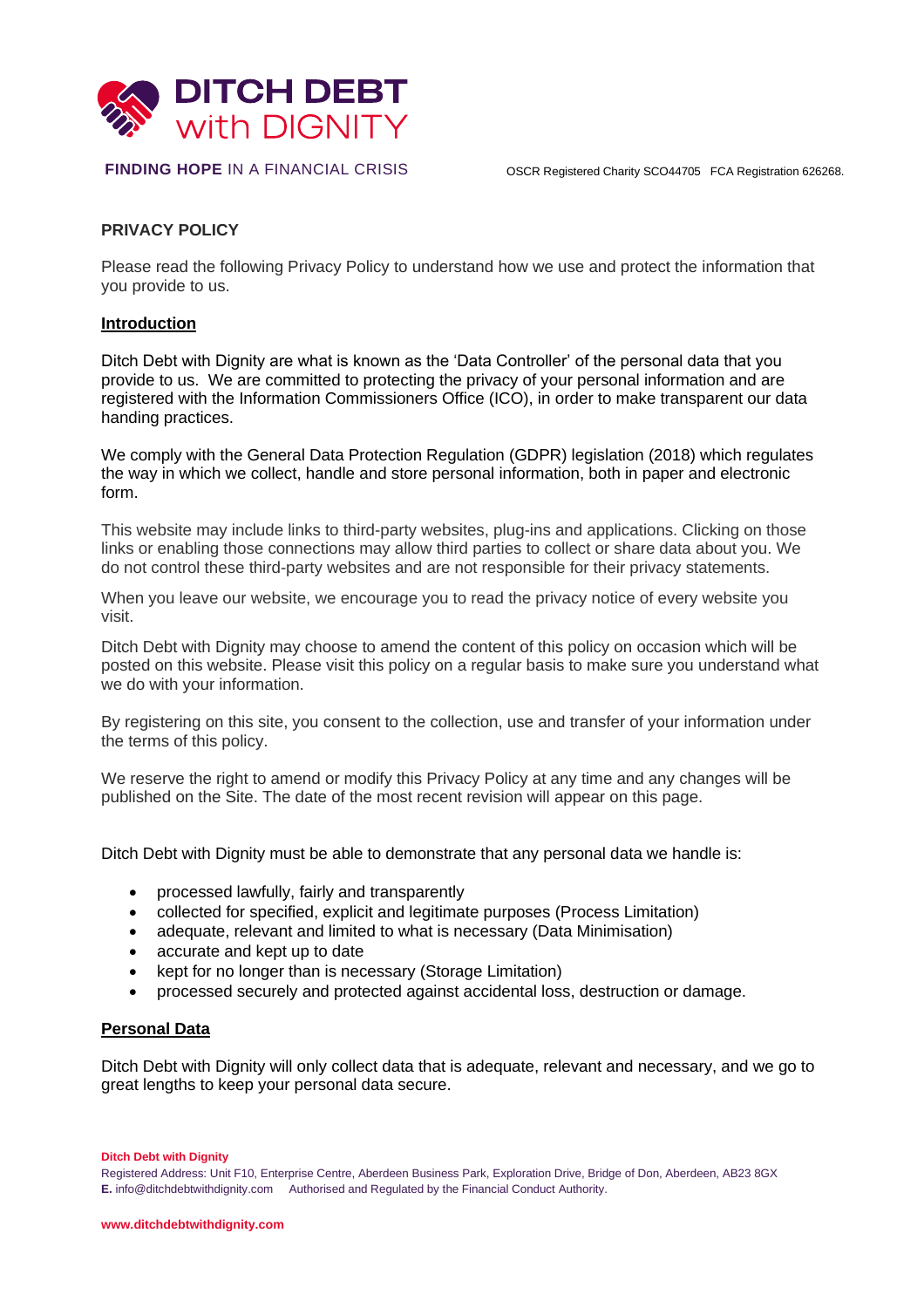# DITCH DEBT with DIGNITY

**FINDING HOPE** IN A FINANCIAL CRISIS

OSCR Registered Charity SCO44705 FCA Registration 626268.

## PRIVACY POLICY

Please read the following Privacy Policy to understand how we use and protect the information that you provide to us.

### Introduction

Ditch Debt with Dignity are what is known as the 'Data Controller' of the personal data that you provide to us. We are committed to protecting the privacy of your personal information and are registered with the Information Commissioners Office (ICO), in order to make transparent our data handing practices.

We comply with the General Data Protection Regulation (GDPR) legislation (2018) which regulates the way in which we collect, handle and store personal information, both in paper and electronic form.

This website may include links to third-party websites, plug-ins and applications. Clicking on those links or enabling those connections may allow third parties to collect or share data about you. We do not control these third-party websites and are not responsible for their privacy statements.

When you leave our website, we encourage you to read the privacy notice of every website you visit.

Ditch Debt with Dignity may choose to amend the content of this policy on occasion which will be posted on this website. Please visit this policy on a regular basis to make sure you understand what we do with your information.

By registering on this site, you consent to the collection, use and transfer of your information under the terms of this policy.

We reserve the right to amend or modify this Privacy Policy at any time and any changes will be published on the Site. The date of the most recent revision will appear on this page.

Ditch Debt with Dignity must be able to demonstrate that any personal data we handle is:

- processed lawfully, fairly and transparently
- collected for specified, explicit and legitimate purposes (Process Limitation)
- adequate, relevant and limited to what is necessary (Data Minimisation)
- accurate and kept up to date
- kept for no longer than is necessary (Storage Limitation)
- processed securely and protected against accidental loss, destruction or damage.

### Personal Data

Ditch Debt with Dignity will only collect data that is adequate, relevant and necessary, and we go to great lengths to keep your personal data secure.

**Ditch Debt with Dignity**
Registered Address: Unit F10, Enterprise Centre, Aberdeen Business Park, Exploration Drive, Bridge of Don, Aberdeen, AB23 8GX
**E.** info@ditchdebtwithdignity.com Authorised and Regulated by the Financial Conduct Authority.

**www.ditchdebtwithdignity.com**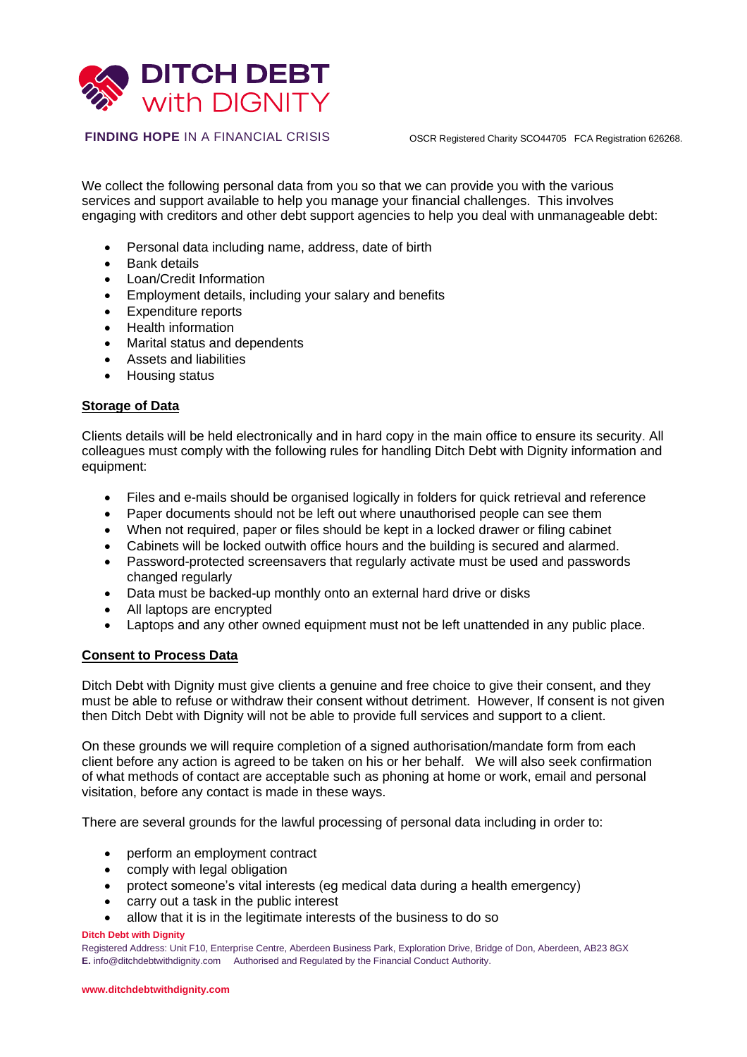We collect the following personal data from you so that we can provide you with the various services and support available to help you manage your financial challenges. This involves engaging with creditors and other debt support agencies to help you deal with unmanageable debt:

- Personal data including name, address, date of birth
- Bank details
- Loan/Credit Information
- Employment details, including your salary and benefits
- Expenditure reports
- Health information
- Marital status and dependents
- Assets and liabilities
- Housing status

**Storage of Data**

Clients details will be held electronically and in hard copy in the main office to ensure its security. All colleagues must comply with the following rules for handling Ditch Debt with Dignity information and equipment:

- Files and e-mails should be organised logically in folders for quick retrieval and reference
- Paper documents should not be left out where unauthorised people can see them
- When not required, paper or files should be kept in a locked drawer or filing cabinet
- Cabinets will be locked outwith office hours and the building is secured and alarmed.
- Password-protected screensavers that regularly activate must be used and passwords changed regularly
- Data must be backed-up monthly onto an external hard drive or disks
- All laptops are encrypted
- Laptops and any other owned equipment must not be left unattended in any public place.

**Consent to Process Data**

Ditch Debt with Dignity must give clients a genuine and free choice to give their consent, and they must be able to refuse or withdraw their consent without detriment. However, If consent is not given then Ditch Debt with Dignity will not be able to provide full services and support to a client.

On these grounds we will require completion of a signed authorisation/mandate form from each client before any action is agreed to be taken on his or her behalf. We will also seek confirmation of what methods of contact are acceptable such as phoning at home or work, email and personal visitation, before any contact is made in these ways.

There are several grounds for the lawful processing of personal data including in order to:

- perform an employment contract
- comply with legal obligation
- protect someone's vital interests (eg medical data during a health emergency)
- carry out a task in the public interest
- allow that it is in the legitimate interests of the business to do so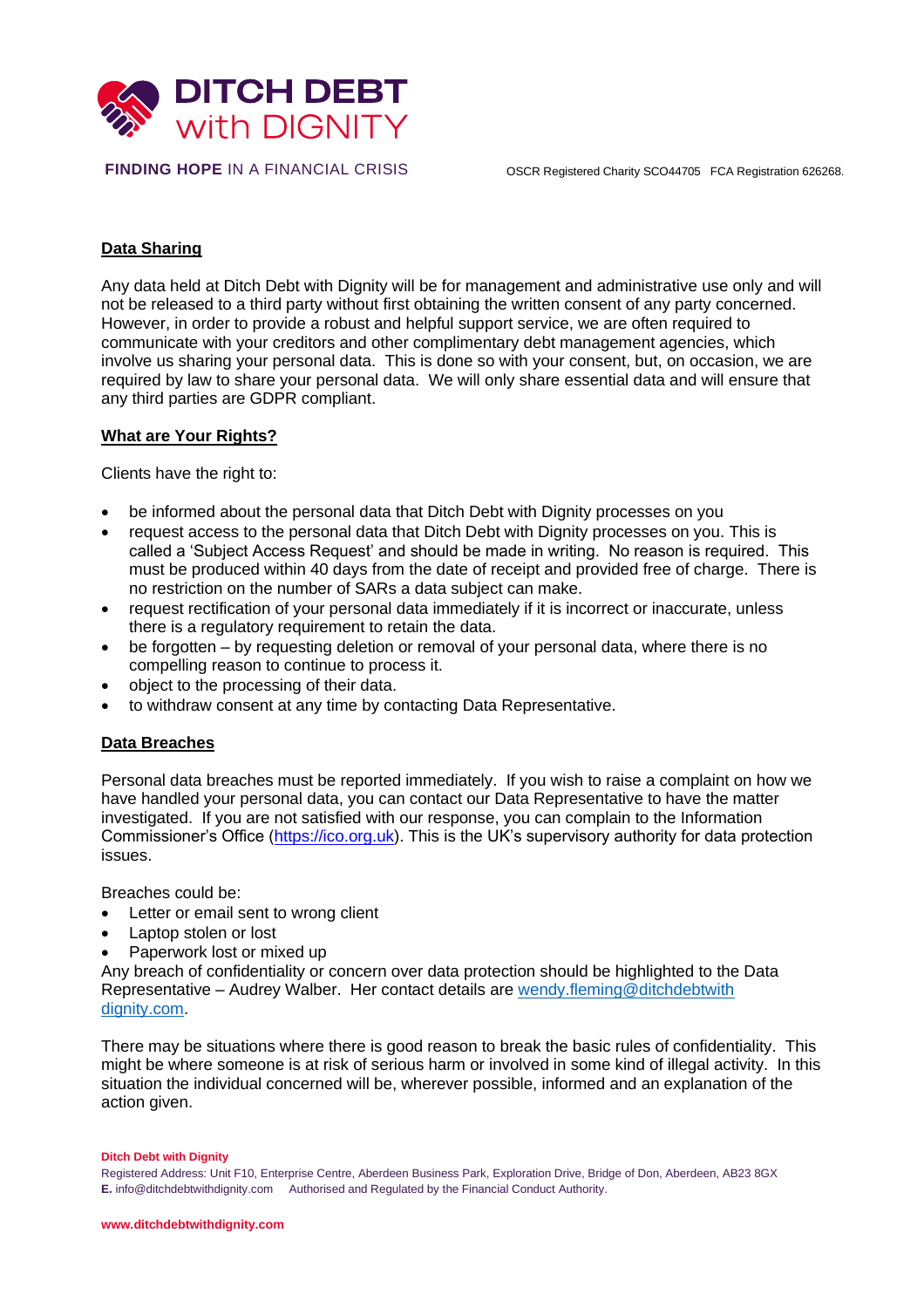## Data Sharing

Any data held at Ditch Debt with Dignity will be for management and administrative use only and will not be released to a third party without first obtaining the written consent of any party concerned. However, in order to provide a robust and helpful support service, we are often required to communicate with your creditors and other complimentary debt management agencies, which involve us sharing your personal data. This is done so with your consent, but, on occasion, we are required by law to share your personal data. We will only share essential data and will ensure that any third parties are GDPR compliant.

## What are Your Rights?

Clients have the right to:

- be informed about the personal data that Ditch Debt with Dignity processes on you
- request access to the personal data that Ditch Debt with Dignity processes on you. This is called a 'Subject Access Request' and should be made in writing. No reason is required. This must be produced within 40 days from the date of receipt and provided free of charge. There is no restriction on the number of SARs a data subject can make.
- request rectification of your personal data immediately if it is incorrect or inaccurate, unless there is a regulatory requirement to retain the data.
- be forgotten – by requesting deletion or removal of your personal data, where there is no compelling reason to continue to process it.
- object to the processing of their data.
- to withdraw consent at any time by contacting Data Representative.

## Data Breaches

Personal data breaches must be reported immediately. If you wish to raise a complaint on how we have handled your personal data, you can contact our Data Representative to have the matter investigated. If you are not satisfied with our response, you can complain to the Information Commissioner's Office (https://ico.org.uk). This is the UK's supervisory authority for data protection issues.

Breaches could be:

- Letter or email sent to wrong client
- Laptop stolen or lost
- Paperwork lost or mixed up

Any breach of confidentiality or concern over data protection should be highlighted to the Data Representative – Audrey Walber. Her contact details are wendy.fleming@ditchdebtwithdignity.com.

There may be situations where there is good reason to break the basic rules of confidentiality. This might be where someone is at risk of serious harm or involved in some kind of illegal activity. In this situation the individual concerned will be, wherever possible, informed and an explanation of the action given.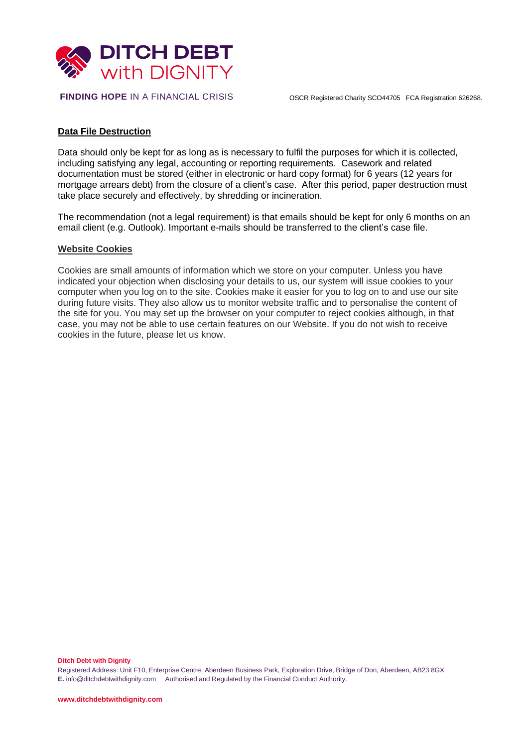## Data File Destruction

Data should only be kept for as long as is necessary to fulfil the purposes for which it is collected, including satisfying any legal, accounting or reporting requirements. Casework and related documentation must be stored (either in electronic or hard copy format) for 6 years (12 years for mortgage arrears debt) from the closure of a client's case. After this period, paper destruction must take place securely and effectively, by shredding or incineration.

The recommendation (not a legal requirement) is that emails should be kept for only 6 months on an email client (e.g. Outlook). Important e-mails should be transferred to the client's case file.

## Website Cookies

Cookies are small amounts of information which we store on your computer. Unless you have indicated your objection when disclosing your details to us, our system will issue cookies to your computer when you log on to the site. Cookies make it easier for you to log on to and use our site during future visits. They also allow us to monitor website traffic and to personalise the content of the site for you. You may set up the browser on your computer to reject cookies although, in that case, you may not be able to use certain features on our Website. If you do not wish to receive cookies in the future, please let us know.